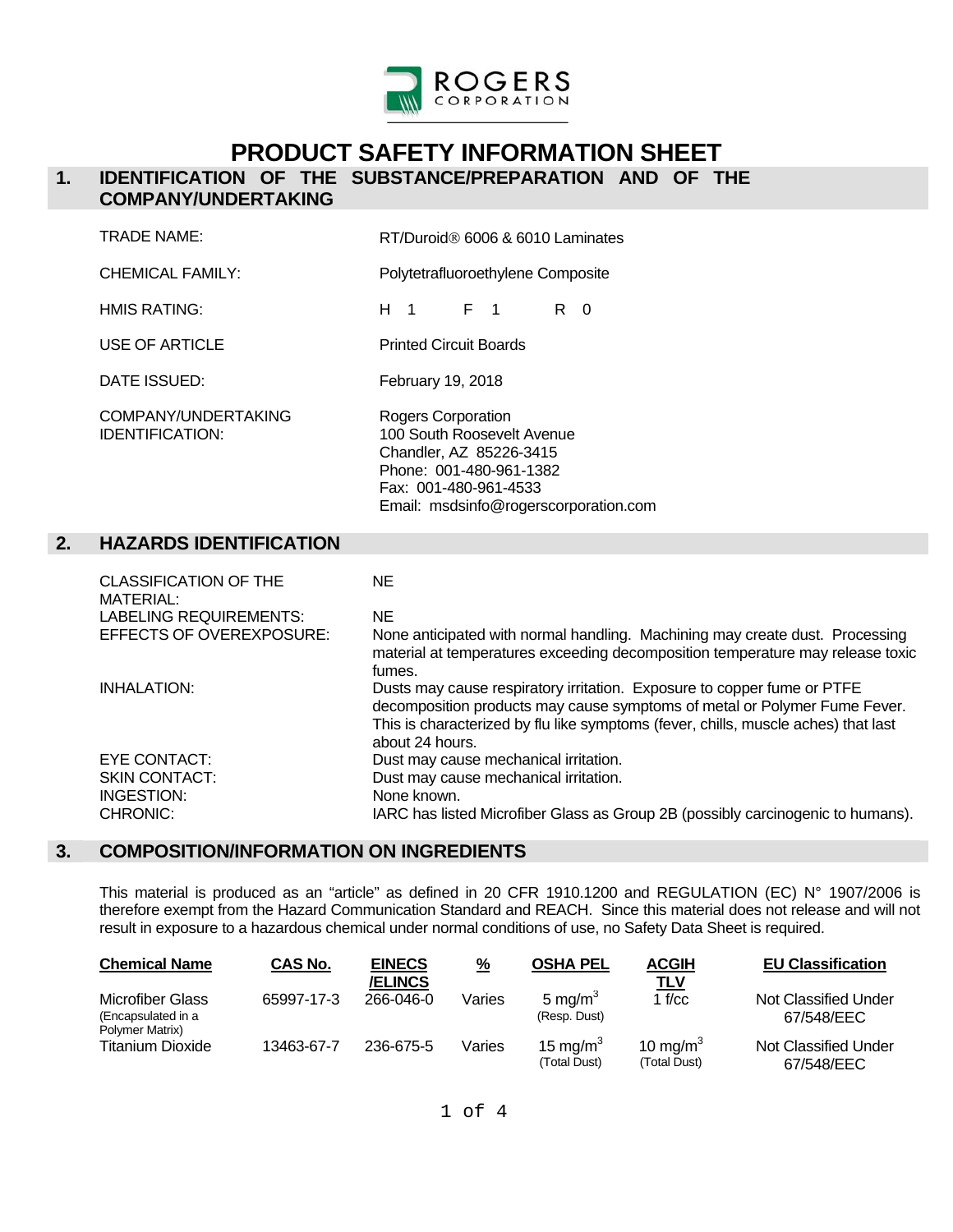ROGERS CORPORATION

# PRODUCT SAFETY INFORMATION SHEET

## 1. IDENTIFICATION OF THE SUBSTANCE/PREPARATION AND OF THE COMPANY/UNDERTAKING

| | |
|---|---|
| TRADE NAME: | RT/Duroid® 6006 & 6010 Laminates |
| CHEMICAL FAMILY: | Polytetrafluoroethylene Composite |
| HMIS RATING: | H 1 F 1 R 0 |
| USE OF ARTICLE | Printed Circuit Boards |
| DATE ISSUED: | February 19, 2018 |
| COMPANY/UNDERTAKING IDENTIFICATION: | Rogers Corporation<br>100 South Roosevelt Avenue<br>Chandler, AZ 85226-3415<br>Phone: 001-480-961-1382<br>Fax: 001-480-961-4533<br>Email: msdsinfo@rogerscorporation.com |

## 2. HAZARDS IDENTIFICATION

| | |
|---|---|
| CLASSIFICATION OF THE MATERIAL: | NE |
| LABELING REQUIREMENTS: | NE |
| EFFECTS OF OVEREXPOSURE: | None anticipated with normal handling. Machining may create dust. Processing material at temperatures exceeding decomposition temperature may release toxic fumes. |
| INHALATION: | Dusts may cause respiratory irritation. Exposure to copper fume or PTFE decomposition products may cause symptoms of metal or Polymer Fume Fever. This is characterized by flu like symptoms (fever, chills, muscle aches) that last about 24 hours. |
| EYE CONTACT: | Dust may cause mechanical irritation. |
| SKIN CONTACT: | Dust may cause mechanical irritation. |
| INGESTION: | None known. |
| CHRONIC: | IARC has listed Microfiber Glass as Group 2B (possibly carcinogenic to humans). |

## 3. COMPOSITION/INFORMATION ON INGREDIENTS

This material is produced as an "article" as defined in 20 CFR 1910.1200 and REGULATION (EC) N° 1907/2006 is therefore exempt from the Hazard Communication Standard and REACH. Since this material does not release and will not result in exposure to a hazardous chemical under normal conditions of use, no Safety Data Sheet is required.

| Chemical Name | CAS No. | EINECS /ELINCS | % | OSHA PEL | ACGIH TLV | EU Classification |
|---|---|---|---|---|---|---|
| Microfiber Glass (Encapsulated in a Polymer Matrix) | 65997-17-3 | 266-046-0 | Varies | 5 $mg/m^3$ (Resp. Dust) | 1 f/cc | Not Classified Under 67/548/EEC |
| Titanium Dioxide | 13463-67-7 | 236-675-5 | Varies | 15 $mg/m^3$ (Total Dust) | 10 $mg/m^3$ (Total Dust) | Not Classified Under 67/548/EEC |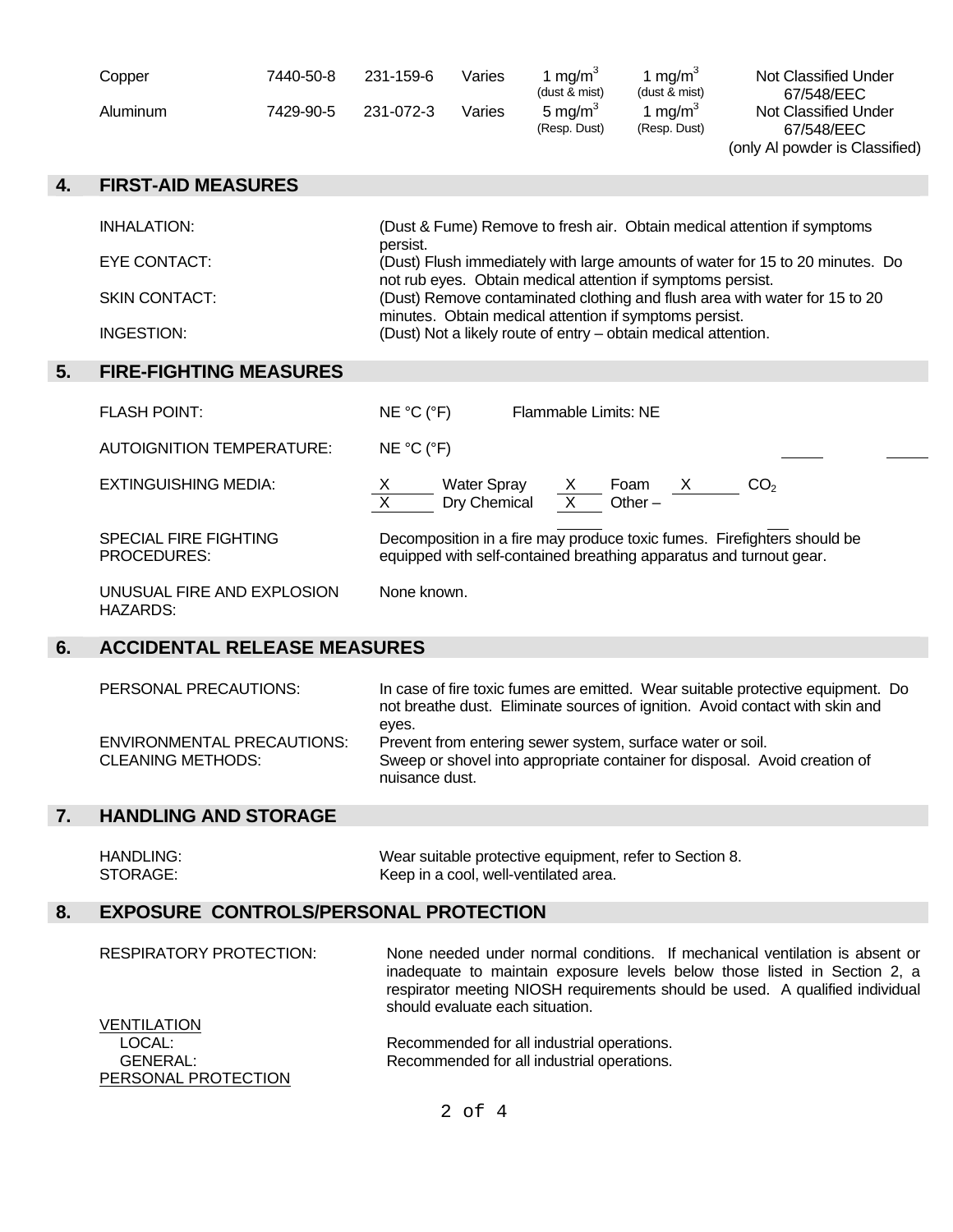| | | | | | | |
|---|---|---|---|---|---|---|
| Copper | 7440-50-8 | 231-159-6 | Varies | 1 mg/m$^3$ (dust & mist) | 1 mg/m$^3$ (dust & mist) | Not Classified Under 67/548/EEC |
| Aluminum | 7429-90-5 | 231-072-3 | Varies | 5 mg/m$^3$ (Resp. Dust) | 1 mg/m$^3$ (Resp. Dust) | Not Classified Under 67/548/EEC (only Al powder is Classified) |

## 4. FIRST-AID MEASURES

| | |
|---|---|
| INHALATION: | (Dust & Fume) Remove to fresh air. Obtain medical attention if symptoms persist. |
| EYE CONTACT: | (Dust) Flush immediately with large amounts of water for 15 to 20 minutes. Do not rub eyes. Obtain medical attention if symptoms persist. |
| SKIN CONTACT: | (Dust) Remove contaminated clothing and flush area with water for 15 to 20 minutes. Obtain medical attention if symptoms persist. |
| INGESTION: | (Dust) Not a likely route of entry – obtain medical attention. |

## 5. FIRE-FIGHTING MEASURES

FLASH POINT: NE °C (°F) Flammable Limits: NE

AUTOIGNITION TEMPERATURE: NE °C (°F)

EXTINGUISHING MEDIA: X Water Spray X Foam X $CO_2$ X Dry Chemical X Other –

SPECIAL FIRE FIGHTING PROCEDURES: Decomposition in a fire may produce toxic fumes. Firefighters should be equipped with self-contained breathing apparatus and turnout gear.

UNUSUAL FIRE AND EXPLOSION HAZARDS: None known.

## 6. ACCIDENTAL RELEASE MEASURES

| | |
|---|---|
| PERSONAL PRECAUTIONS: | In case of fire toxic fumes are emitted. Wear suitable protective equipment. Do not breathe dust. Eliminate sources of ignition. Avoid contact with skin and eyes. |
| ENVIRONMENTAL PRECAUTIONS: | Prevent from entering sewer system, surface water or soil. |
| CLEANING METHODS: | Sweep or shovel into appropriate container for disposal. Avoid creation of nuisance dust. |

## 7. HANDLING AND STORAGE

| | |
|---|---|
| HANDLING: | Wear suitable protective equipment, refer to Section 8. |
| STORAGE: | Keep in a cool, well-ventilated area. |

## 8. EXPOSURE CONTROLS/PERSONAL PROTECTION

RESPIRATORY PROTECTION: None needed under normal conditions. If mechanical ventilation is absent or inadequate to maintain exposure levels below those listed in Section 2, a respirator meeting NIOSH requirements should be used. A qualified individual should evaluate each situation.

VENTILATION

LOCAL: Recommended for all industrial operations.

GENERAL: Recommended for all industrial operations.

PERSONAL PROTECTION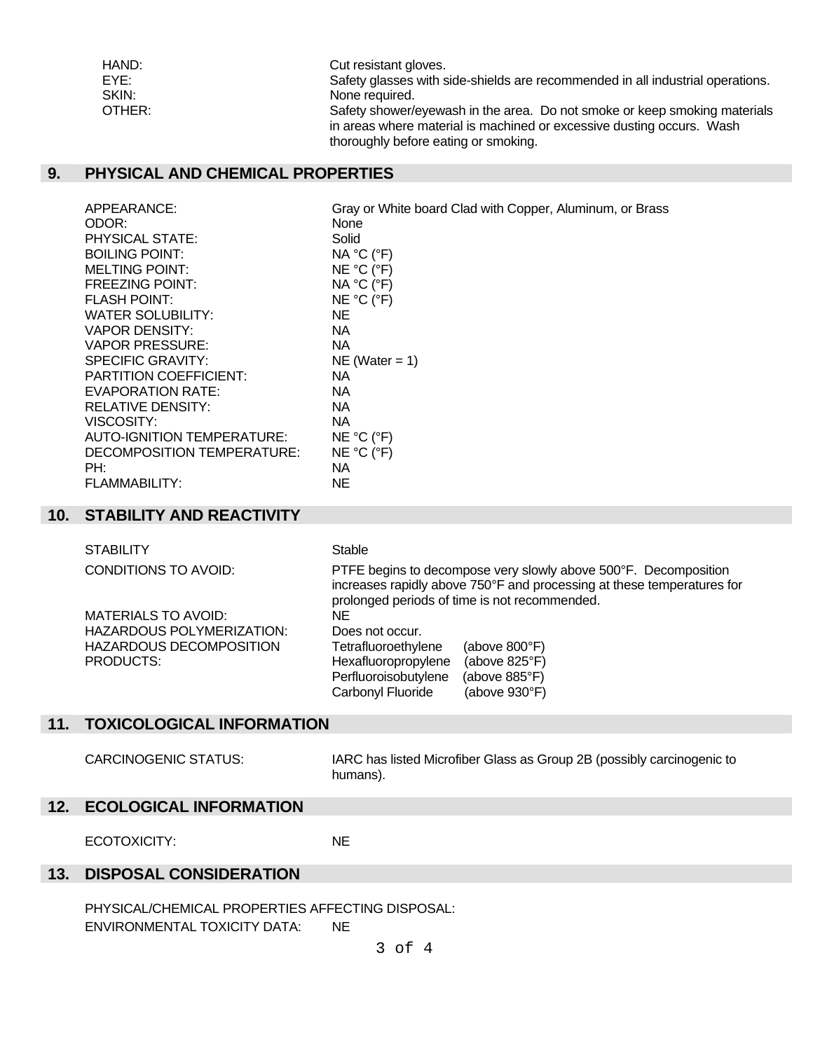| | |
|---|---|
| HAND: | Cut resistant gloves. |
| EYE: | Safety glasses with side-shields are recommended in all industrial operations. |
| SKIN: | None required. |
| OTHER: | Safety shower/eyewash in the area. Do not smoke or keep smoking materials in areas where material is machined or excessive dusting occurs. Wash thoroughly before eating or smoking. |

## 9. PHYSICAL AND CHEMICAL PROPERTIES

| | |
|---|---|
| APPEARANCE: | Gray or White board Clad with Copper, Aluminum, or Brass |
| ODOR: | None |
| PHYSICAL STATE: | Solid |
| BOILING POINT: | NA °C (°F) |
| MELTING POINT: | NE °C (°F) |
| FREEZING POINT: | NA °C (°F) |
| FLASH POINT: | NE °C (°F) |
| WATER SOLUBILITY: | NE |
| VAPOR DENSITY: | NA |
| VAPOR PRESSURE: | NA |
| SPECIFIC GRAVITY: | NE (Water = 1) |
| PARTITION COEFFICIENT: | NA |
| EVAPORATION RATE: | NA |
| RELATIVE DENSITY: | NA |
| VISCOSITY: | NA |
| AUTO-IGNITION TEMPERATURE: | NE °C (°F) |
| DECOMPOSITION TEMPERATURE: | NE °C (°F) |
| PH: | NA |
| FLAMMABILITY: | NE |

## 10. STABILITY AND REACTIVITY

| | |
|---|---|
| STABILITY | Stable |
| CONDITIONS TO AVOID: | PTFE begins to decompose very slowly above 500°F. Decomposition increases rapidly above 750°F and processing at these temperatures for prolonged periods of time is not recommended. |
| MATERIALS TO AVOID: | NE |
| HAZARDOUS POLYMERIZATION: | Does not occur. |
| HAZARDOUS DECOMPOSITION PRODUCTS: | Tetrafluoroethylene (above 800°F)<br>Hexafluoropropylene (above 825°F)<br>Perfluoroisobutylene (above 885°F)<br>Carbonyl Fluoride (above 930°F) |

## 11. TOXICOLOGICAL INFORMATION

| | |
|---|---|
| CARCINOGENIC STATUS: | IARC has listed Microfiber Glass as Group 2B (possibly carcinogenic to humans). |

## 12. ECOLOGICAL INFORMATION

| | |
|---|---|
| ECOTOXICITY: | NE |

## 13. DISPOSAL CONSIDERATION

PHYSICAL/CHEMICAL PROPERTIES AFFECTING DISPOSAL:

ENVIRONMENTAL TOXICITY DATA: NE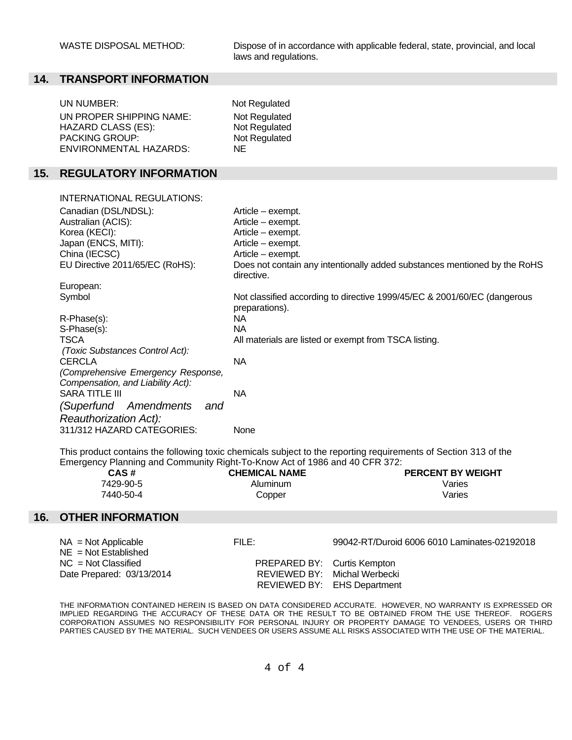| | |
|---|---|
| WASTE DISPOSAL METHOD: | Dispose of in accordance with applicable federal, state, provincial, and local laws and regulations. |

## 14. TRANSPORT INFORMATION

| | |
|---|---|
| UN NUMBER: | Not Regulated |
| UN PROPER SHIPPING NAME: | Not Regulated |
| HAZARD CLASS (ES): | Not Regulated |
| PACKING GROUP: | Not Regulated |
| ENVIRONMENTAL HAZARDS: | NE |

## 15. REGULATORY INFORMATION

| | |
|---|---|
| INTERNATIONAL REGULATIONS: | |
| Canadian (DSL/NDSL): | Article – exempt. |
| Australian (ACIS): | Article – exempt. |
| Korea (KECI): | Article – exempt. |
| Japan (ENCS, MITI): | Article – exempt. |
| China (IECSC) | Article – exempt. |
| EU Directive 2011/65/EC (RoHS): | Does not contain any intentionally added substances mentioned by the RoHS directive. |
| European: | |
| Symbol | Not classified according to directive 1999/45/EC & 2001/60/EC (dangerous preparations). |
| R-Phase(s): | NA |
| S-Phase(s): | NA |
| TSCA *(Toxic Substances Control Act):* | All materials are listed or exempt from TSCA listing. |
| CERCLA *(Comprehensive Emergency Response, Compensation, and Liability Act):* | NA |
| SARA TITLE III *(Superfund Amendments and Reauthorization Act):* | NA |
| 311/312 HAZARD CATEGORIES: | None |

This product contains the following toxic chemicals subject to the reporting requirements of Section 313 of the Emergency Planning and Community Right-To-Know Act of 1986 and 40 CFR 372:

| CAS # | CHEMICAL NAME | PERCENT BY WEIGHT |
|---|---|---|
| 7429-90-5 | Aluminum | Varies |
| 7440-50-4 | Copper | Varies |

## 16. OTHER INFORMATION

NA = Not Applicable
NE = Not Established
NC = Not Classified
Date Prepared: 03/13/2014

FILE: 99042-RT/Duroid 6006 6010 Laminates-02192018

PREPARED BY: Curtis Kempton
REVIEWED BY: Michal Werbecki
REVIEWED BY: EHS Department

THE INFORMATION CONTAINED HEREIN IS BASED ON DATA CONSIDERED ACCURATE. HOWEVER, NO WARRANTY IS EXPRESSED OR IMPLIED REGARDING THE ACCURACY OF THESE DATA OR THE RESULT TO BE OBTAINED FROM THE USE THEREOF. ROGERS CORPORATION ASSUMES NO RESPONSIBILITY FOR PERSONAL INJURY OR PROPERTY DAMAGE TO VENDEES, USERS OR THIRD PARTIES CAUSED BY THE MATERIAL. SUCH VENDEES OR USERS ASSUME ALL RISKS ASSOCIATED WITH THE USE OF THE MATERIAL.